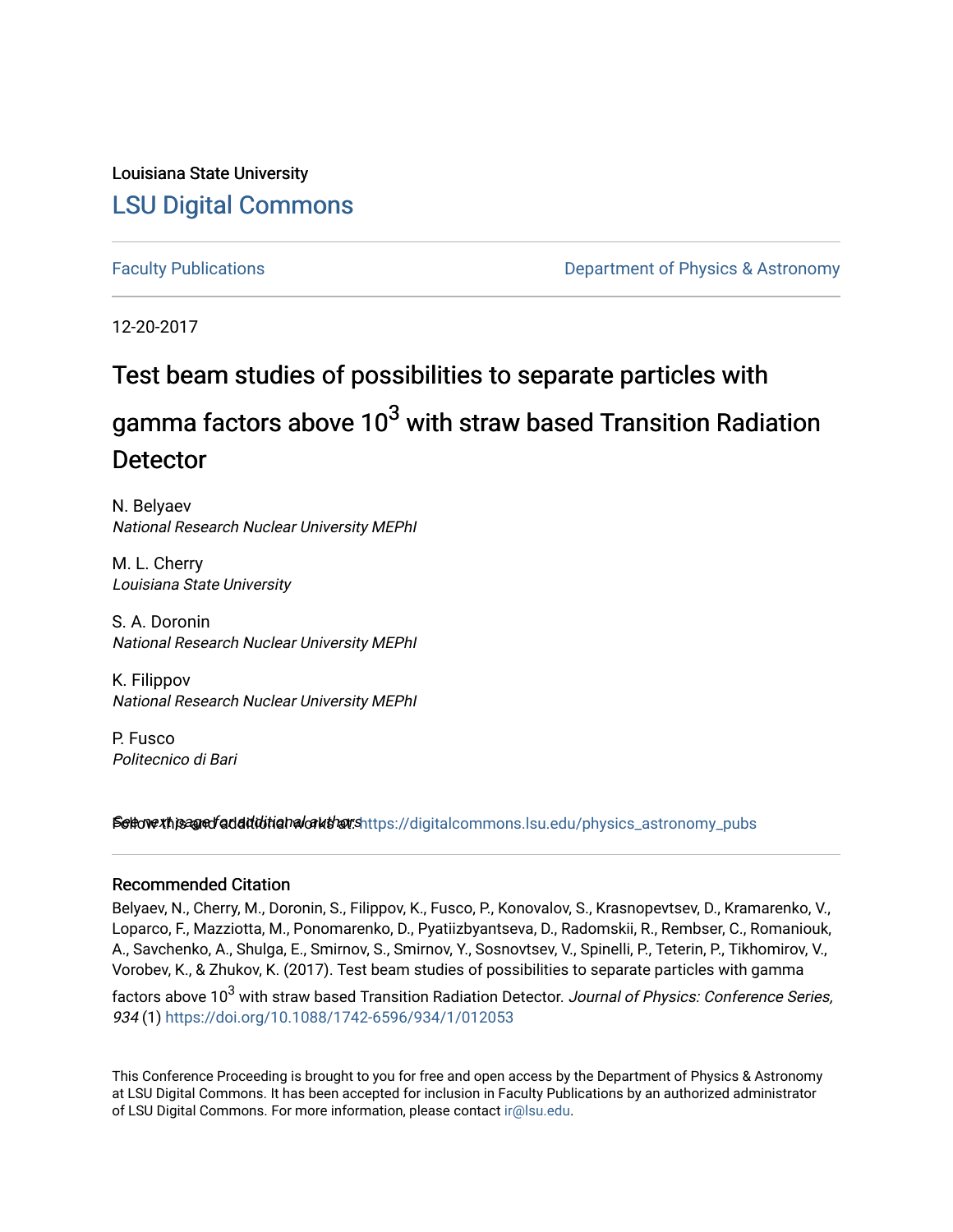Louisiana State University

## LSU Digital Commons

Faculty Publications

Department of Physics & Astronomy

12-20-2017

# Test beam studies of possibilities to separate particles with gamma factors above $10^3$ with straw based Transition Radiation Detector

N. Belyaev
*National Research Nuclear University MEPhI*

M. L. Cherry
*Louisiana State University*

S. A. Doronin
*National Research Nuclear University MEPhI*

K. Filippov
*National Research Nuclear University MEPhI*

P. Fusco
*Politecnico di Bari*

See next page for additional authors

Follow this and additional works at: https://digitalcommons.lsu.edu/physics_astronomy_pubs

### Recommended Citation

Belyaev, N., Cherry, M., Doronin, S., Filippov, K., Fusco, P., Konovalov, S., Krasnopevtsev, D., Kramarenko, V., Loparco, F., Mazziotta, M., Ponomarenko, D., Pyatiizbyantseva, D., Radomskii, R., Rembser, C., Romaniouk, A., Savchenko, A., Shulga, E., Smirnov, S., Smirnov, Y., Sosnovtsev, V., Spinelli, P., Teterin, P., Tikhomirov, V., Vorobev, K., & Zhukov, K. (2017). Test beam studies of possibilities to separate particles with gamma factors above $10^3$ with straw based Transition Radiation Detector. *Journal of Physics: Conference Series, 934* (1) https://doi.org/10.1088/1742-6596/934/1/012053

This Conference Proceeding is brought to you for free and open access by the Department of Physics & Astronomy at LSU Digital Commons. It has been accepted for inclusion in Faculty Publications by an authorized administrator of LSU Digital Commons. For more information, please contact ir@lsu.edu.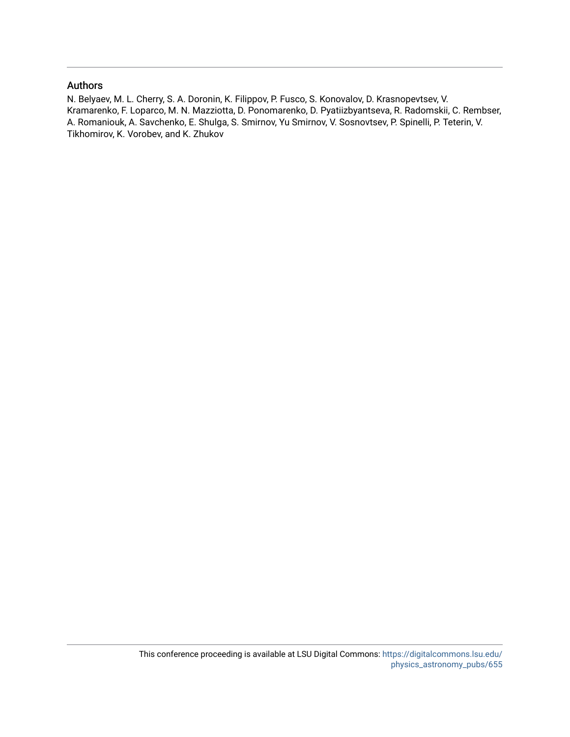## Authors

N. Belyaev, M. L. Cherry, S. A. Doronin, K. Filippov, P. Fusco, S. Konovalov, D. Krasnopevtsev, V. Kramarenko, F. Loparco, M. N. Mazziotta, D. Ponomarenko, D. Pyatiizbyantseva, R. Radomskii, C. Rembser, A. Romaniouk, A. Savchenko, E. Shulga, S. Smirnov, Yu Smirnov, V. Sosnovtsev, P. Spinelli, P. Teterin, V. Tikhomirov, K. Vorobev, and K. Zhukov

This conference proceeding is available at LSU Digital Commons: https://digitalcommons.lsu.edu/physics_astronomy_pubs/655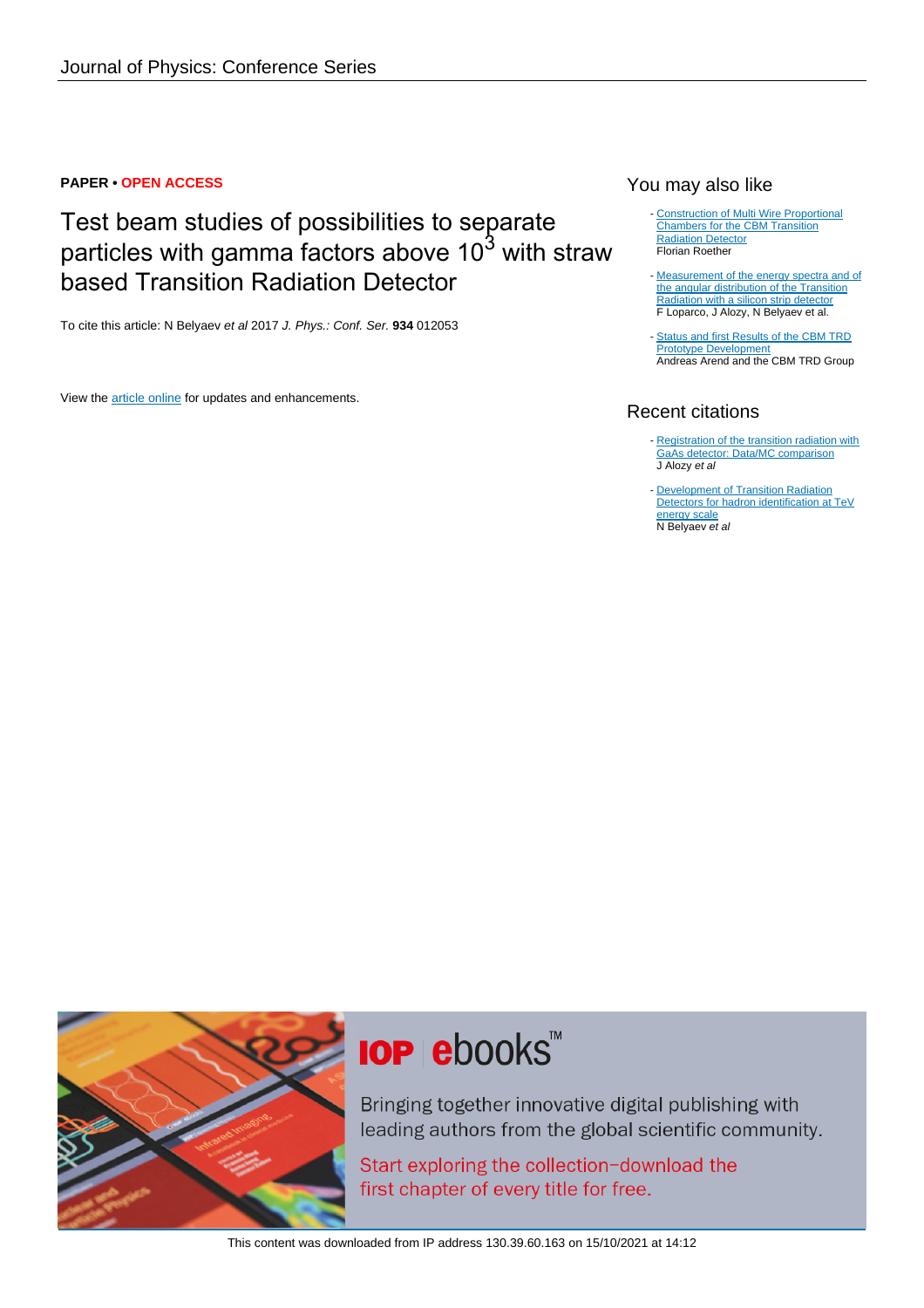Journal of Physics: Conference Series

**PAPER • OPEN ACCESS**

# Test beam studies of possibilities to separate particles with gamma factors above $10^3$ with straw based Transition Radiation Detector

To cite this article: N Belyaev *et al* 2017 *J. Phys.: Conf. Ser.* **934** 012053

View the article online for updates and enhancements.

## You may also like

- Construction of Multi Wire Proportional Chambers for the CBM Transition Radiation Detector
  Florian Roether

- Measurement of the energy spectra and of the angular distribution of the Transition Radiation with a silicon strip detector
  F Loparco, J Alozy, N Belyaev et al.

- Status and first Results of the CBM TRD Prototype Development
  Andreas Arend and the CBM TRD Group

## Recent citations

- Registration of the transition radiation with GaAs detector: Data/MC comparison
  J Alozy *et al*

- Development of Transition Radiation Detectors for hadron identification at TeV energy scale
  N Belyaev *et al*

**IOP ebooks™**

Bringing together innovative digital publishing with leading authors from the global scientific community.

Start exploring the collection–download the first chapter of every title for free.

This content was downloaded from IP address 130.39.60.163 on 15/10/2021 at 14:12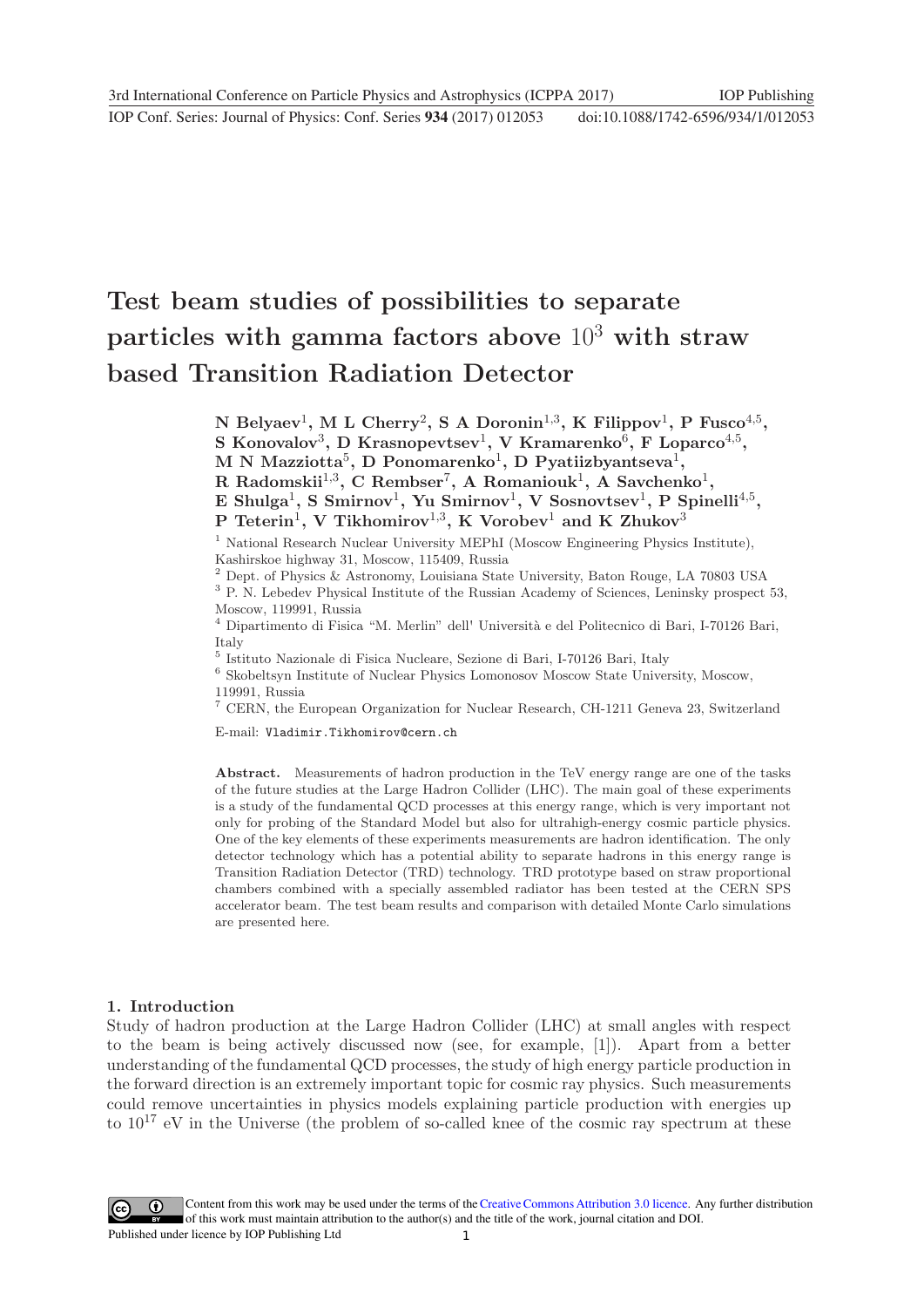# Test beam studies of possibilities to separate particles with gamma factors above $10^3$ with straw based Transition Radiation Detector

**N Belyaev[1], M L Cherry[2], S A Doronin[1,3], K Filippov[1], P Fusco[4,5], S Konovalov[3], D Krasnopevtsev[1], V Kramarenko[6], F Loparco[4,5], M N Mazziotta[5], D Ponomarenko[1], D Pyatiizbyantseva[1], R Radomskii[1,3], C Rembser[7], A Romaniouk[1], A Savchenko[1], E Shulga[1], S Smirnov[1], Yu Smirnov[1], V Sosnovtsev[1], P Spinelli[4,5], P Teterin[1], V Tikhomirov[1,3], K Vorobev[1] and K Zhukov[3]**

[1] National Research Nuclear University MEPhI (Moscow Engineering Physics Institute), Kashirskoe highway 31, Moscow, 115409, Russia

[2] Dept. of Physics & Astronomy, Louisiana State University, Baton Rouge, LA 70803 USA

[3] P. N. Lebedev Physical Institute of the Russian Academy of Sciences, Leninsky prospect 53, Moscow, 119991, Russia

[4] Dipartimento di Fisica "M. Merlin" dell' Università e del Politecnico di Bari, I-70126 Bari, Italy

[5] Istituto Nazionale di Fisica Nucleare, Sezione di Bari, I-70126 Bari, Italy

[6] Skobeltsyn Institute of Nuclear Physics Lomonosov Moscow State University, Moscow, 119991, Russia

[7] CERN, the European Organization for Nuclear Research, CH-1211 Geneva 23, Switzerland

E-mail: Vladimir.Tikhomirov@cern.ch

**Abstract.** Measurements of hadron production in the TeV energy range are one of the tasks of the future studies at the Large Hadron Collider (LHC). The main goal of these experiments is a study of the fundamental QCD processes at this energy range, which is very important not only for probing of the Standard Model but also for ultrahigh-energy cosmic particle physics. One of the key elements of these experiments measurements are hadron identification. The only detector technology which has a potential ability to separate hadrons in this energy range is Transition Radiation Detector (TRD) technology. TRD prototype based on straw proportional chambers combined with a specially assembled radiator has been tested at the CERN SPS accelerator beam. The test beam results and comparison with detailed Monte Carlo simulations are presented here.

## 1. Introduction

Study of hadron production at the Large Hadron Collider (LHC) at small angles with respect to the beam is being actively discussed now (see, for example, [1]). Apart from a better understanding of the fundamental QCD processes, the study of high energy particle production in the forward direction is an extremely important topic for cosmic ray physics. Such measurements could remove uncertainties in physics models explaining particle production with energies up to $10^{17}$ eV in the Universe (the problem of so-called knee of the cosmic ray spectrum at these

Content from this work may be used under the terms of the Creative Commons Attribution 3.0 licence. Any further distribution of this work must maintain attribution to the author(s) and the title of the work, journal citation and DOI.
Published under licence by IOP Publishing Ltd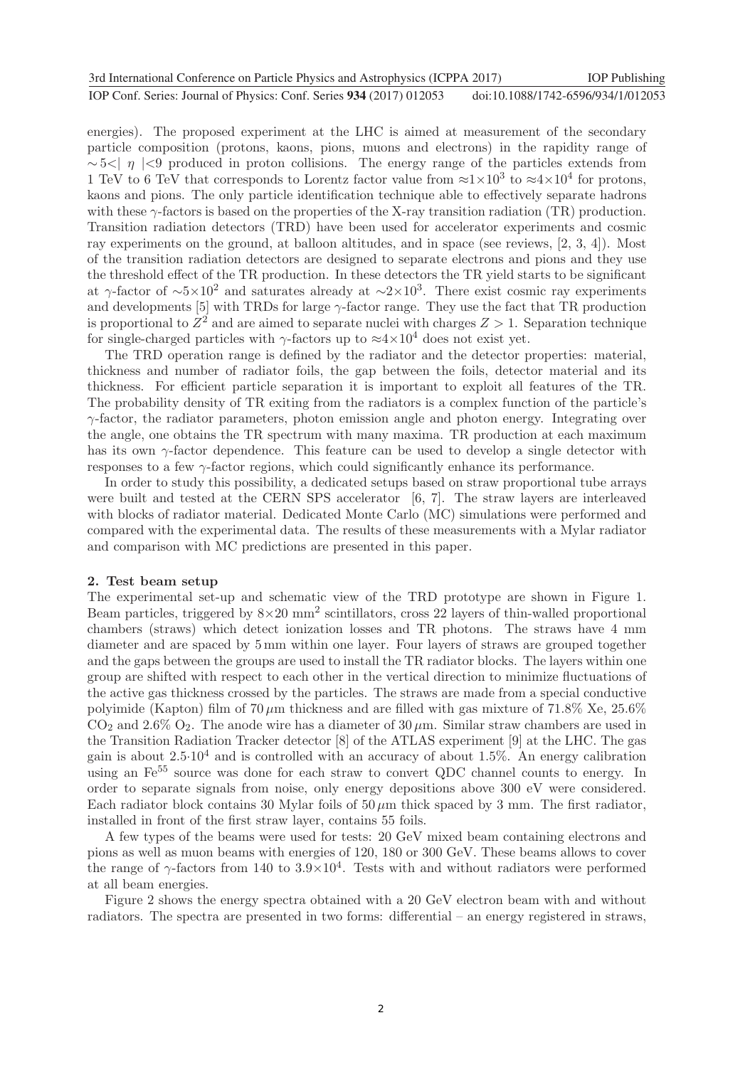energies). The proposed experiment at the LHC is aimed at measurement of the secondary particle composition (protons, kaons, pions, muons and electrons) in the rapidity range of $\sim 5 <| \eta | < 9$ produced in proton collisions. The energy range of the particles extends from 1 TeV to 6 TeV that corresponds to Lorentz factor value from $\approx 1 \times 10^3$ to $\approx 4 \times 10^4$ for protons, kaons and pions. The only particle identification technique able to effectively separate hadrons with these $\gamma$-factors is based on the properties of the X-ray transition radiation (TR) production. Transition radiation detectors (TRD) have been used for accelerator experiments and cosmic ray experiments on the ground, at balloon altitudes, and in space (see reviews, [2, 3, 4]). Most of the transition radiation detectors are designed to separate electrons and pions and they use the threshold effect of the TR production. In these detectors the TR yield starts to be significant at $\gamma$-factor of $\sim 5 \times 10^2$ and saturates already at $\sim 2 \times 10^3$. There exist cosmic ray experiments and developments [5] with TRDs for large $\gamma$-factor range. They use the fact that TR production is proportional to $Z^2$ and are aimed to separate nuclei with charges $Z > 1$. Separation technique for single-charged particles with $\gamma$-factors up to $\approx 4 \times 10^4$ does not exist yet.

The TRD operation range is defined by the radiator and the detector properties: material, thickness and number of radiator foils, the gap between the foils, detector material and its thickness. For efficient particle separation it is important to exploit all features of the TR. The probability density of TR exiting from the radiators is a complex function of the particle's $\gamma$-factor, the radiator parameters, photon emission angle and photon energy. Integrating over the angle, one obtains the TR spectrum with many maxima. TR production at each maximum has its own $\gamma$-factor dependence. This feature can be used to develop a single detector with responses to a few $\gamma$-factor regions, which could significantly enhance its performance.

In order to study this possibility, a dedicated setups based on straw proportional tube arrays were built and tested at the CERN SPS accelerator [6, 7]. The straw layers are interleaved with blocks of radiator material. Dedicated Monte Carlo (MC) simulations were performed and compared with the experimental data. The results of these measurements with a Mylar radiator and comparison with MC predictions are presented in this paper.

## 2. Test beam setup

The experimental set-up and schematic view of the TRD prototype are shown in Figure 1. Beam particles, triggered by $8 \times 20$ mm$^2$ scintillators, cross 22 layers of thin-walled proportional chambers (straws) which detect ionization losses and TR photons. The straws have 4 mm diameter and are spaced by 5 mm within one layer. Four layers of straws are grouped together and the gaps between the groups are used to install the TR radiator blocks. The layers within one group are shifted with respect to each other in the vertical direction to minimize fluctuations of the active gas thickness crossed by the particles. The straws are made from a special conductive polyimide (Kapton) film of 70 $\mu$m thickness and are filled with gas mixture of 71.8% Xe, 25.6% $CO_2$ and 2.6% $O_2$. The anode wire has a diameter of 30 $\mu$m. Similar straw chambers are used in the Transition Radiation Tracker detector [8] of the ATLAS experiment [9] at the LHC. The gas gain is about $2.5 \cdot 10^4$ and is controlled with an accuracy of about 1.5%. An energy calibration using an $Fe^{55}$ source was done for each straw to convert QDC channel counts to energy. In order to separate signals from noise, only energy depositions above 300 eV were considered. Each radiator block contains 30 Mylar foils of 50 $\mu$m thick spaced by 3 mm. The first radiator, installed in front of the first straw layer, contains 55 foils.

A few types of the beams were used for tests: 20 GeV mixed beam containing electrons and pions as well as muon beams with energies of 120, 180 or 300 GeV. These beams allows to cover the range of $\gamma$-factors from 140 to $3.9 \times 10^4$. Tests with and without radiators were performed at all beam energies.

Figure 2 shows the energy spectra obtained with a 20 GeV electron beam with and without radiators. The spectra are presented in two forms: differential – an energy registered in straws,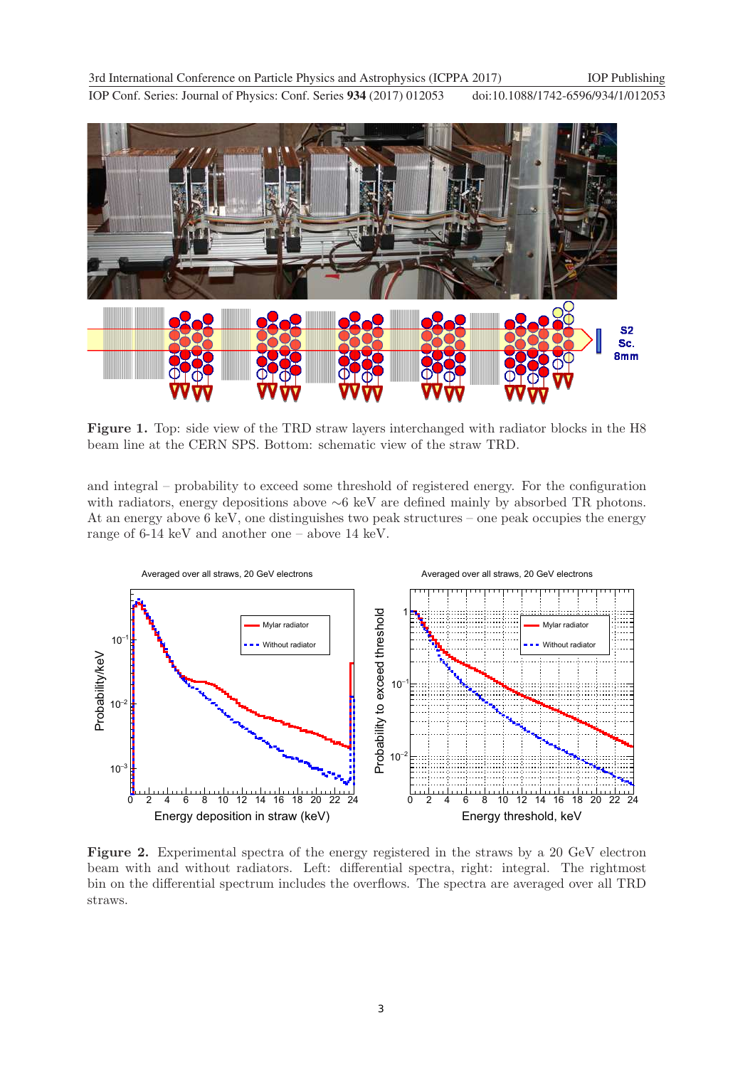**Figure 1.** Top: side view of the TRD straw layers interchanged with radiator blocks in the H8 beam line at the CERN SPS. Bottom: schematic view of the straw TRD.

and integral – probability to exceed some threshold of registered energy. For the configuration with radiators, energy depositions above ∼6 keV are defined mainly by absorbed TR photons. At an energy above 6 keV, one distinguishes two peak structures – one peak occupies the energy range of 6-14 keV and another one – above 14 keV.

**Figure 2.** Experimental spectra of the energy registered in the straws by a 20 GeV electron beam with and without radiators. Left: differential spectra, right: integral. The rightmost bin on the differential spectrum includes the overflows. The spectra are averaged over all TRD straws.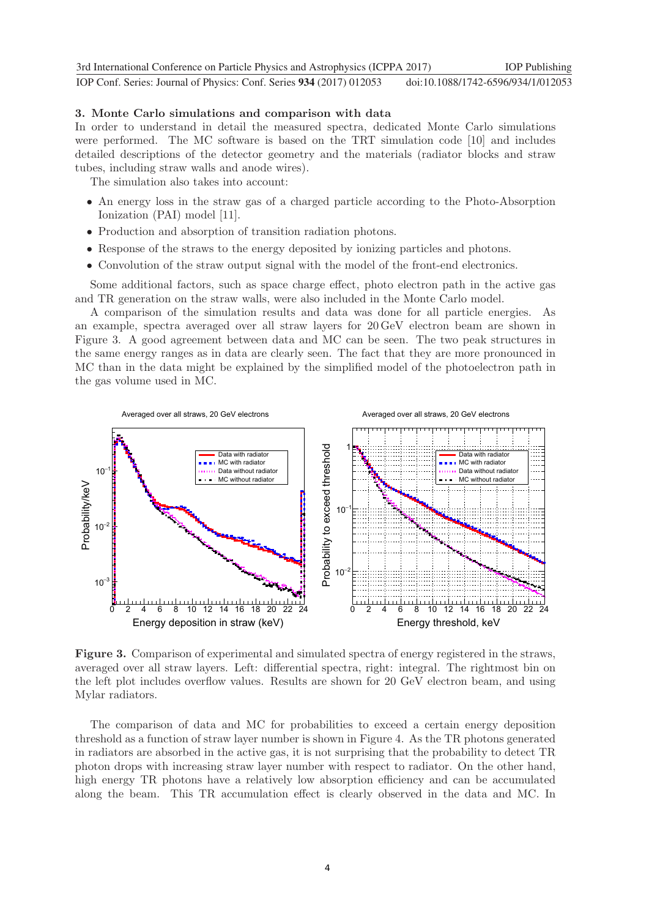## 3. Monte Carlo simulations and comparison with data

In order to understand in detail the measured spectra, dedicated Monte Carlo simulations were performed. The MC software is based on the TRT simulation code [10] and includes detailed descriptions of the detector geometry and the materials (radiator blocks and straw tubes, including straw walls and anode wires).

The simulation also takes into account:

- An energy loss in the straw gas of a charged particle according to the Photo-Absorption Ionization (PAI) model [11].
- Production and absorption of transition radiation photons.
- Response of the straws to the energy deposited by ionizing particles and photons.
- Convolution of the straw output signal with the model of the front-end electronics.

Some additional factors, such as space charge effect, photo electron path in the active gas and TR generation on the straw walls, were also included in the Monte Carlo model.

A comparison of the simulation results and data was done for all particle energies. As an example, spectra averaged over all straw layers for 20 GeV electron beam are shown in Figure 3. A good agreement between data and MC can be seen. The two peak structures in the same energy ranges as in data are clearly seen. The fact that they are more pronounced in MC than in the data might be explained by the simplified model of the photoelectron path in the gas volume used in MC.

**Figure 3.** Comparison of experimental and simulated spectra of energy registered in the straws, averaged over all straw layers. Left: differential spectra, right: integral. The rightmost bin on the left plot includes overflow values. Results are shown for 20 GeV electron beam, and using Mylar radiators.

The comparison of data and MC for probabilities to exceed a certain energy deposition threshold as a function of straw layer number is shown in Figure 4. As the TR photons generated in radiators are absorbed in the active gas, it is not surprising that the probability to detect TR photon drops with increasing straw layer number with respect to radiator. On the other hand, high energy TR photons have a relatively low absorption efficiency and can be accumulated along the beam. This TR accumulation effect is clearly observed in the data and MC. In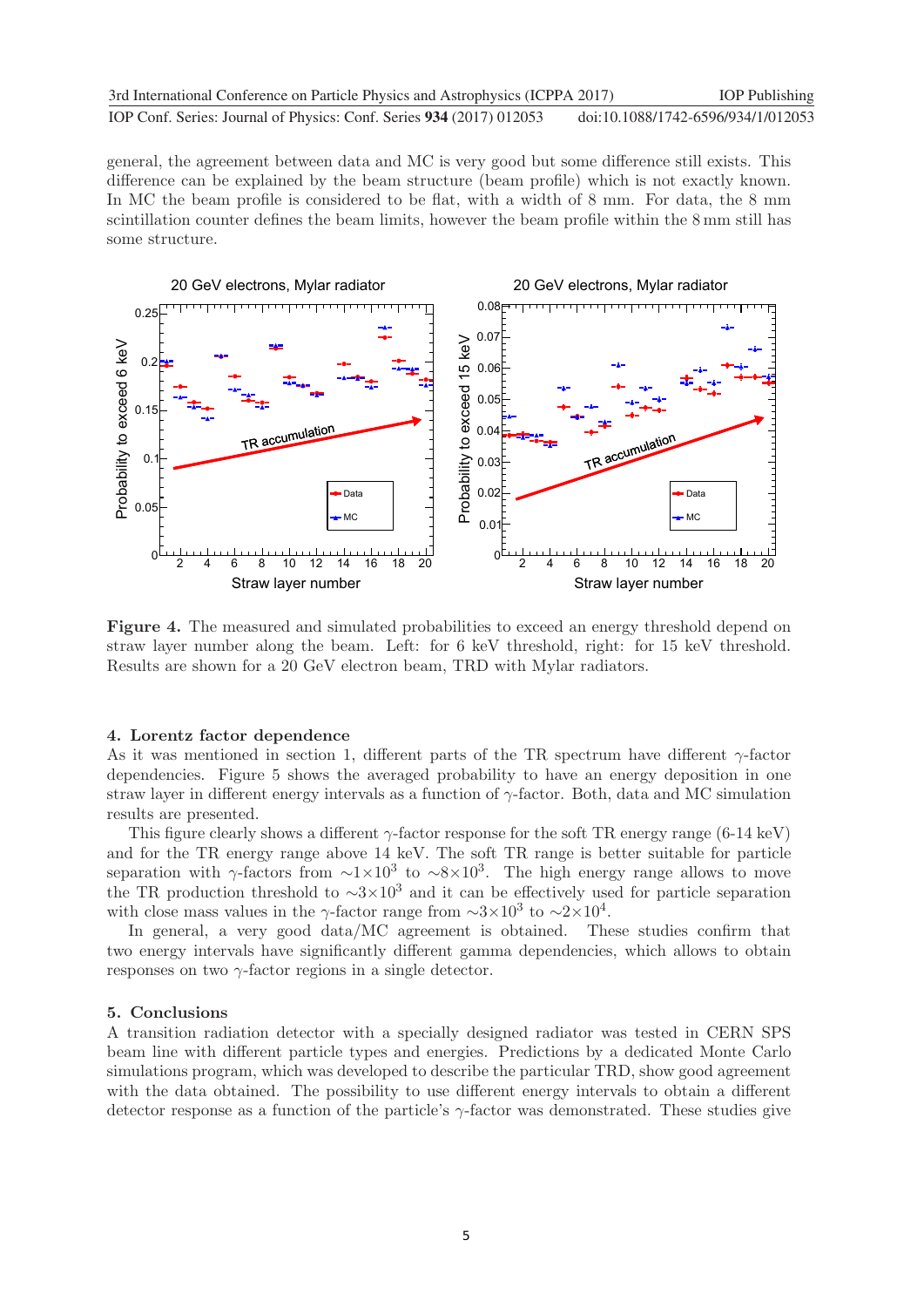general, the agreement between data and MC is very good but some difference still exists. This difference can be explained by the beam structure (beam profile) which is not exactly known. In MC the beam profile is considered to be flat, with a width of 8 mm. For data, the 8 mm scintillation counter defines the beam limits, however the beam profile within the 8 mm still has some structure.

**Figure 4.** The measured and simulated probabilities to exceed an energy threshold depend on straw layer number along the beam. Left: for 6 keV threshold, right: for 15 keV threshold. Results are shown for a 20 GeV electron beam, TRD with Mylar radiators.

## 4. Lorentz factor dependence

As it was mentioned in section 1, different parts of the TR spectrum have different $\gamma$-factor dependencies. Figure 5 shows the averaged probability to have an energy deposition in one straw layer in different energy intervals as a function of $\gamma$-factor. Both, data and MC simulation results are presented.

This figure clearly shows a different $\gamma$-factor response for the soft TR energy range (6-14 keV) and for the TR energy range above 14 keV. The soft TR range is better suitable for particle separation with $\gamma$-factors from $\sim 1\times10^3$ to $\sim 8\times10^3$. The high energy range allows to move the TR production threshold to $\sim 3\times10^3$ and it can be effectively used for particle separation with close mass values in the $\gamma$-factor range from $\sim 3\times10^3$ to $\sim 2\times10^4$.

In general, a very good data/MC agreement is obtained. These studies confirm that two energy intervals have significantly different gamma dependencies, which allows to obtain responses on two $\gamma$-factor regions in a single detector.

## 5. Conclusions

A transition radiation detector with a specially designed radiator was tested in CERN SPS beam line with different particle types and energies. Predictions by a dedicated Monte Carlo simulations program, which was developed to describe the particular TRD, show good agreement with the data obtained. The possibility to use different energy intervals to obtain a different detector response as a function of the particle's $\gamma$-factor was demonstrated. These studies give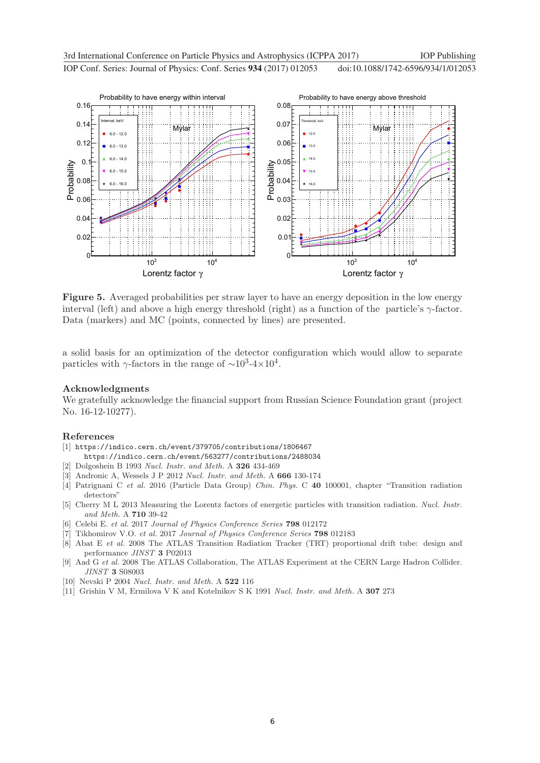Probability to have energy within interval

Interval, keV:

6.0 - 12.0

6.0 - 13.0

6.0 - 14.0

6.0 - 15.0

6.0 - 16.0

Mylar

Probability

Lorentz factor γ

0.16, 0.14, 0.12, 0.1, 0.08, 0.06, 0.04, 0.02, 0

$10^3$, $10^4$

Probability to have energy above threshold

Threshold, keV

12.0

13.0

14.0

15.0

16.0

Mylar

Probability

Lorentz factor γ

0.08, 0.07, 0.06, 0.05, 0.04, 0.03, 0.02, 0.01, 0

$10^3$, $10^4$

**Figure 5.** Averaged probabilities per straw layer to have an energy deposition in the low energy interval (left) and above a high energy threshold (right) as a function of the particle's $\gamma$-factor. Data (markers) and MC (points, connected by lines) are presented.

a solid basis for an optimization of the detector configuration which would allow to separate particles with $\gamma$-factors in the range of $\sim 10^3$-$4\times10^4$.

## Acknowledgments

We gratefully acknowledge the financial support from Russian Science Foundation grant (project No. 16-12-10277).

## References

[1] https://indico.cern.ch/event/379705/contributions/1806467
https://indico.cern.ch/event/563277/contributions/2488034

[2] Dolgoshein B 1993 *Nucl. Instr. and Meth.* A **326** 434-469

[3] Andronic A, Wessels J P 2012 *Nucl. Instr. and Meth.* A **666** 130-174

[4] Patrignani C *et al.* 2016 (Particle Data Group) *Chin. Phys.* C **40** 100001, chapter "Transition radiation detectors"

[5] Cherry M L 2013 Measuring the Lorentz factors of energetic particles with transition radiation. *Nucl. Instr. and Meth.* A **710** 39-42

[6] Celebi E. *et al.* 2017 *Journal of Physics Conference Series* **798** 012172

[7] Tikhomirov V.O. *et al.* 2017 *Journal of Physics Conference Series* **798** 012183

[8] Abat E *et al.* 2008 The ATLAS Transition Radiation Tracker (TRT) proportional drift tube: design and performance *JINST* **3** P02013

[9] Aad G *et al.* 2008 The ATLAS Collaboration, The ATLAS Experiment at the CERN Large Hadron Collider. *JINST* **3** S08003

[10] Nevski P 2004 *Nucl. Instr. and Meth.* A **522** 116

[11] Grishin V M, Ermilova V K and Kotelnikov S K 1991 *Nucl. Instr. and Meth.* A **307** 273